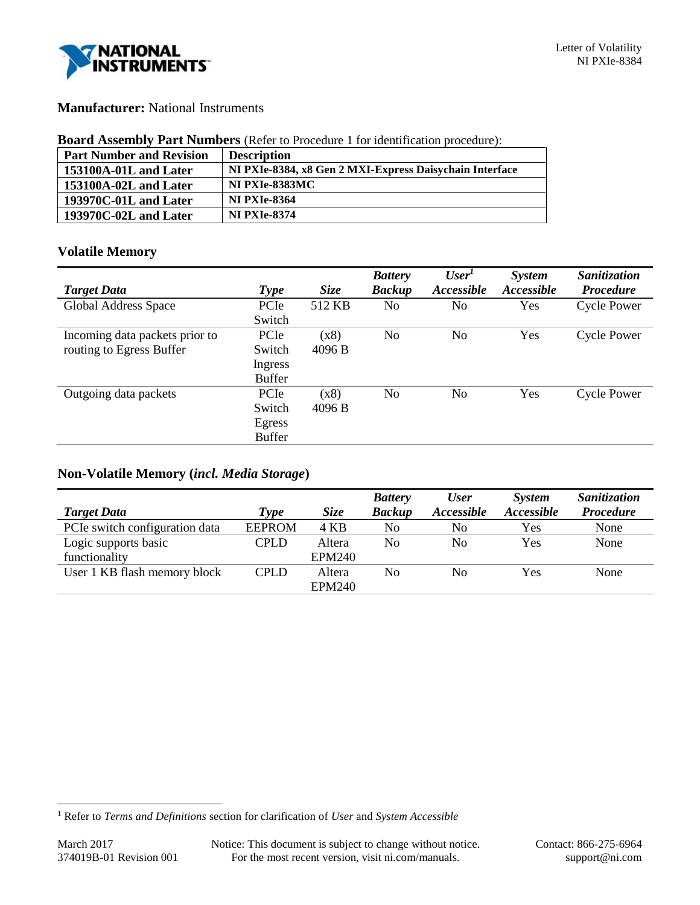**Manufacturer:** National Instruments

**Board Assembly Part Numbers** (Refer to Procedure 1 for identification procedure):

| Part Number and Revision | Description |
|---|---|
| 153100A-01L and Later | NI PXIe-8384, x8 Gen 2 MXI-Express Daisychain Interface |
| 153100A-02L and Later | NI PXIe-8383MC |
| 193970C-01L and Later | NI PXIe-8364 |
| 193970C-02L and Later | NI PXIe-8374 |

## Volatile Memory

| *Target Data* | *Type* | *Size* | *Battery Backup* | *User[1] Accessible* | *System Accessible* | *Sanitization Procedure* |
|---|---|---|---|---|---|---|
| Global Address Space | PCIe Switch | 512 KB | No | No | Yes | Cycle Power |
| Incoming data packets prior to routing to Egress Buffer | PCIe Switch Ingress Buffer | (x8) 4096 B | No | No | Yes | Cycle Power |
| Outgoing data packets | PCIe Switch Egress Buffer | (x8) 4096 B | No | No | Yes | Cycle Power |

## Non-Volatile Memory (*incl. Media Storage*)

| *Target Data* | *Type* | *Size* | *Battery Backup* | *User Accessible* | *System Accessible* | *Sanitization Procedure* |
|---|---|---|---|---|---|---|
| PCIe switch configuration data | EEPROM | 4 KB | No | No | Yes | None |
| Logic supports basic functionality | CPLD | Altera EPM240 | No | No | Yes | None |
| User 1 KB flash memory block | CPLD | Altera EPM240 | No | No | Yes | None |

[1] Refer to *Terms and Definitions* section for clarification of *User* and *System Accessible*

March 2017
374019B-01 Revision 001

Notice: This document is subject to change without notice.
For the most recent version, visit ni.com/manuals.

Contact: 866-275-6964
support@ni.com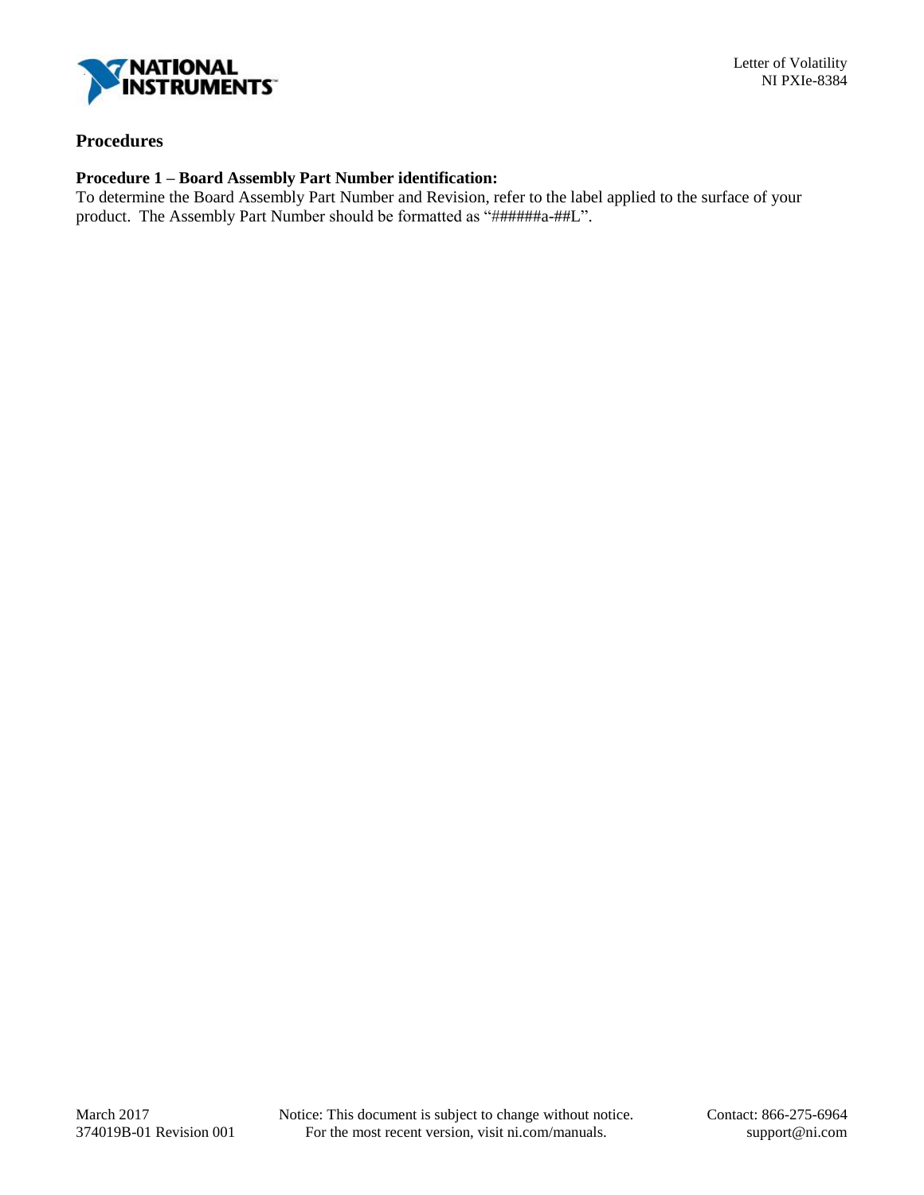## Procedures

### Procedure 1 – Board Assembly Part Number identification:

To determine the Board Assembly Part Number and Revision, refer to the label applied to the surface of your product. The Assembly Part Number should be formatted as "######a-##L".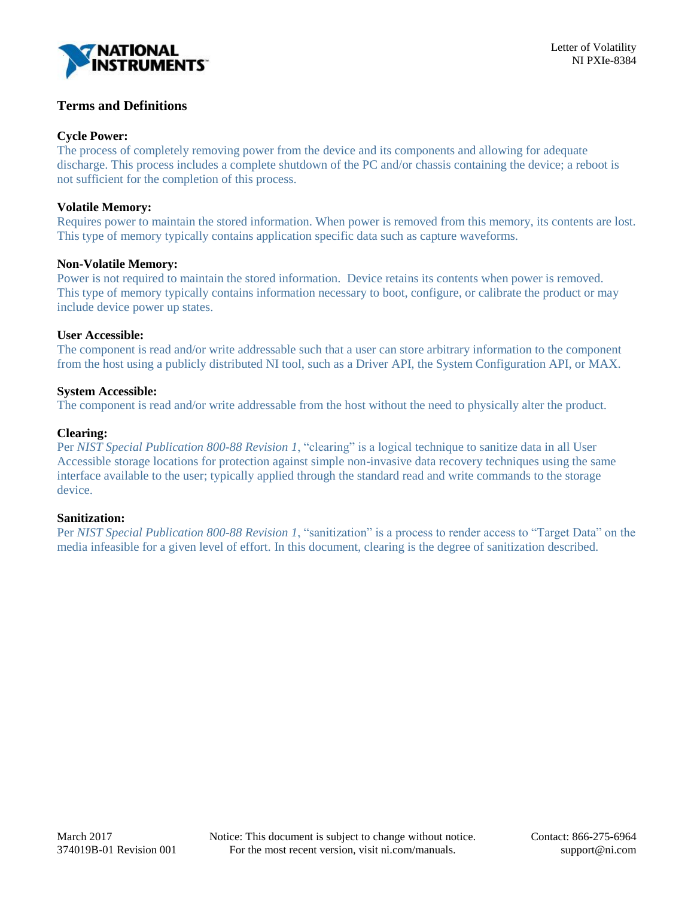## Terms and Definitions

**Cycle Power:**
The process of completely removing power from the device and its components and allowing for adequate discharge. This process includes a complete shutdown of the PC and/or chassis containing the device; a reboot is not sufficient for the completion of this process.

**Volatile Memory:**
Requires power to maintain the stored information. When power is removed from this memory, its contents are lost. This type of memory typically contains application specific data such as capture waveforms.

**Non-Volatile Memory:**
Power is not required to maintain the stored information. Device retains its contents when power is removed. This type of memory typically contains information necessary to boot, configure, or calibrate the product or may include device power up states.

**User Accessible:**
The component is read and/or write addressable such that a user can store arbitrary information to the component from the host using a publicly distributed NI tool, such as a Driver API, the System Configuration API, or MAX.

**System Accessible:**
The component is read and/or write addressable from the host without the need to physically alter the product.

**Clearing:**
Per *NIST Special Publication 800-88 Revision 1*, "clearing" is a logical technique to sanitize data in all User Accessible storage locations for protection against simple non-invasive data recovery techniques using the same interface available to the user; typically applied through the standard read and write commands to the storage device.

**Sanitization:**
Per *NIST Special Publication 800-88 Revision 1*, "sanitization" is a process to render access to "Target Data" on the media infeasible for a given level of effort. In this document, clearing is the degree of sanitization described.